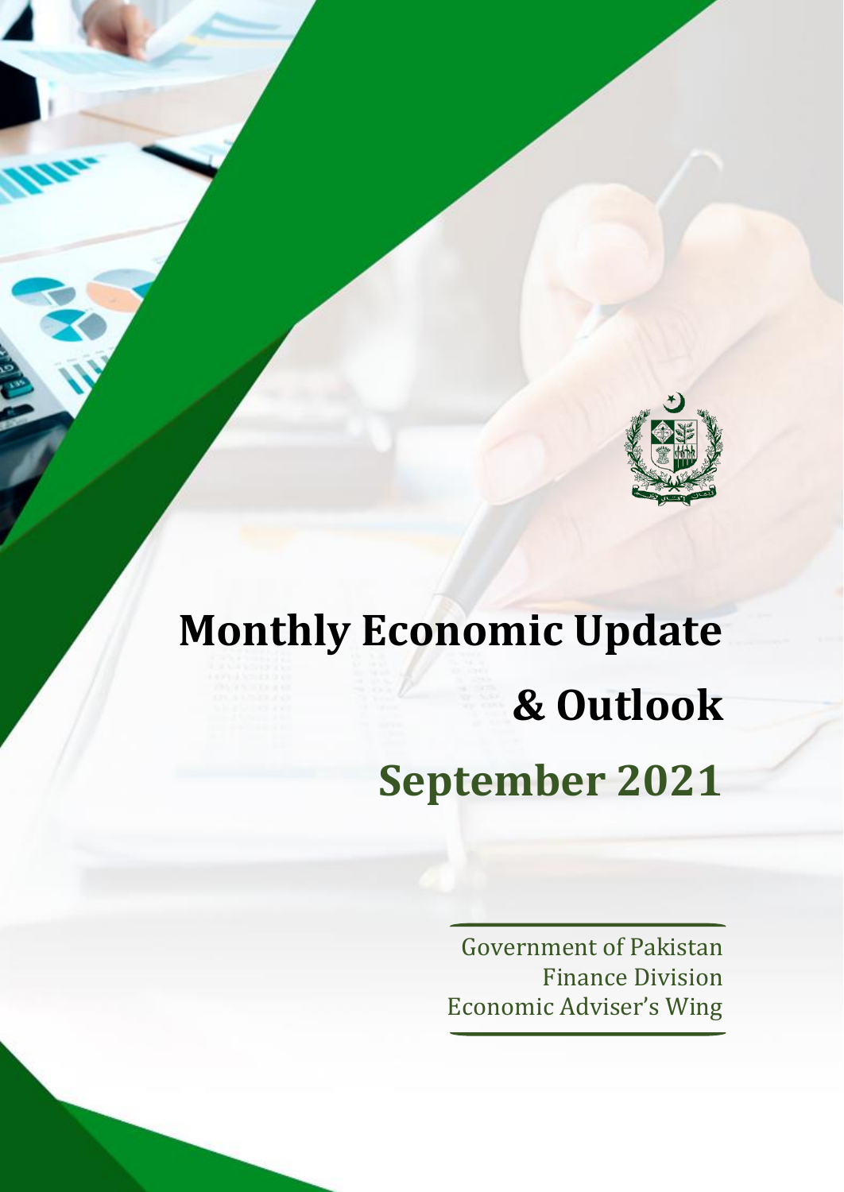# Monthly Economic Update & Outlook

## September 2021

Government of Pakistan
Finance Division
Economic Adviser's Wing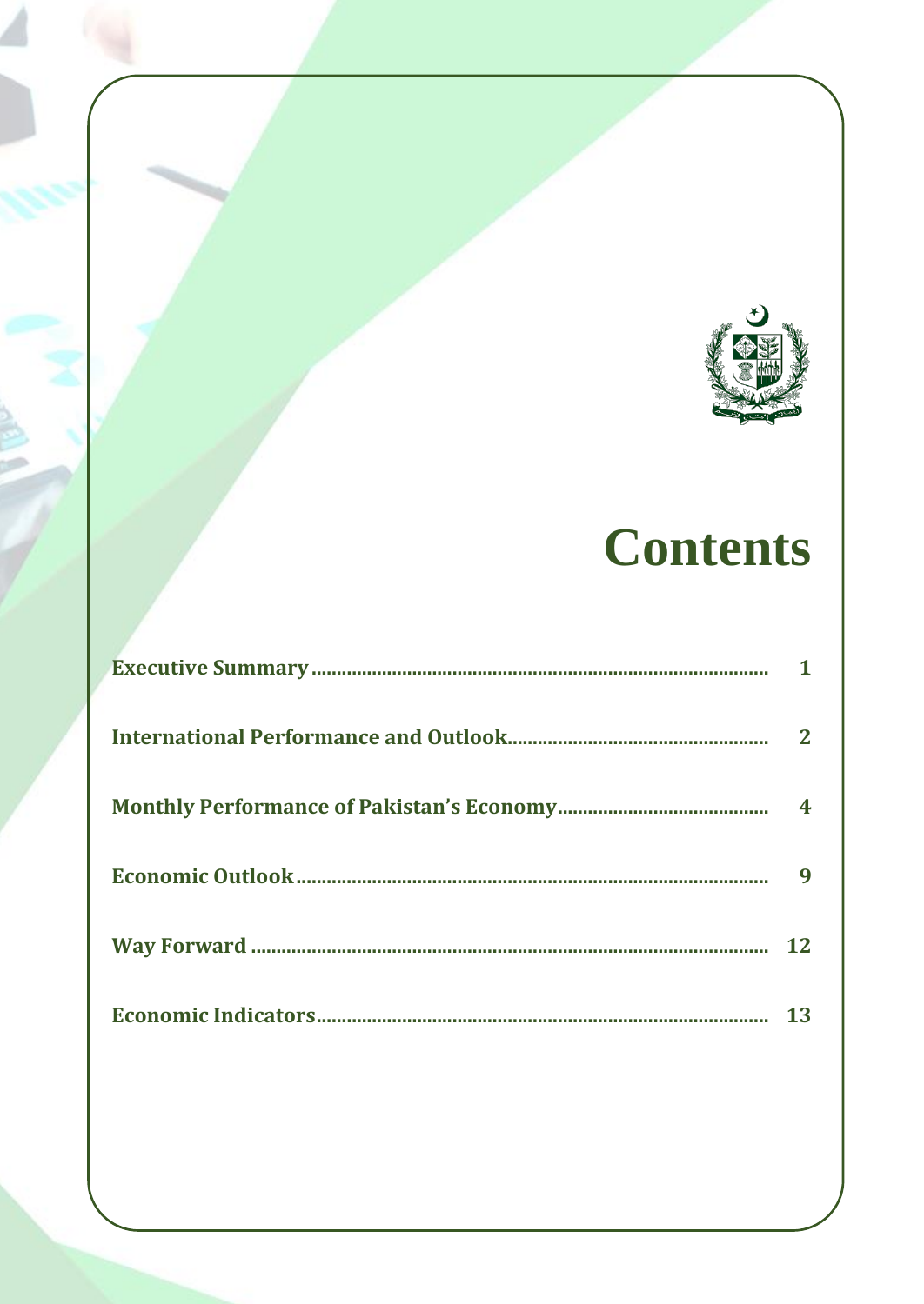# Contents

| | |
|---|---|
| **Executive Summary** | **1** |
| **International Performance and Outlook** | **2** |
| **Monthly Performance of Pakistan's Economy** | **4** |
| **Economic Outlook** | **9** |
| **Way Forward** | **12** |
| **Economic Indicators** | **13** |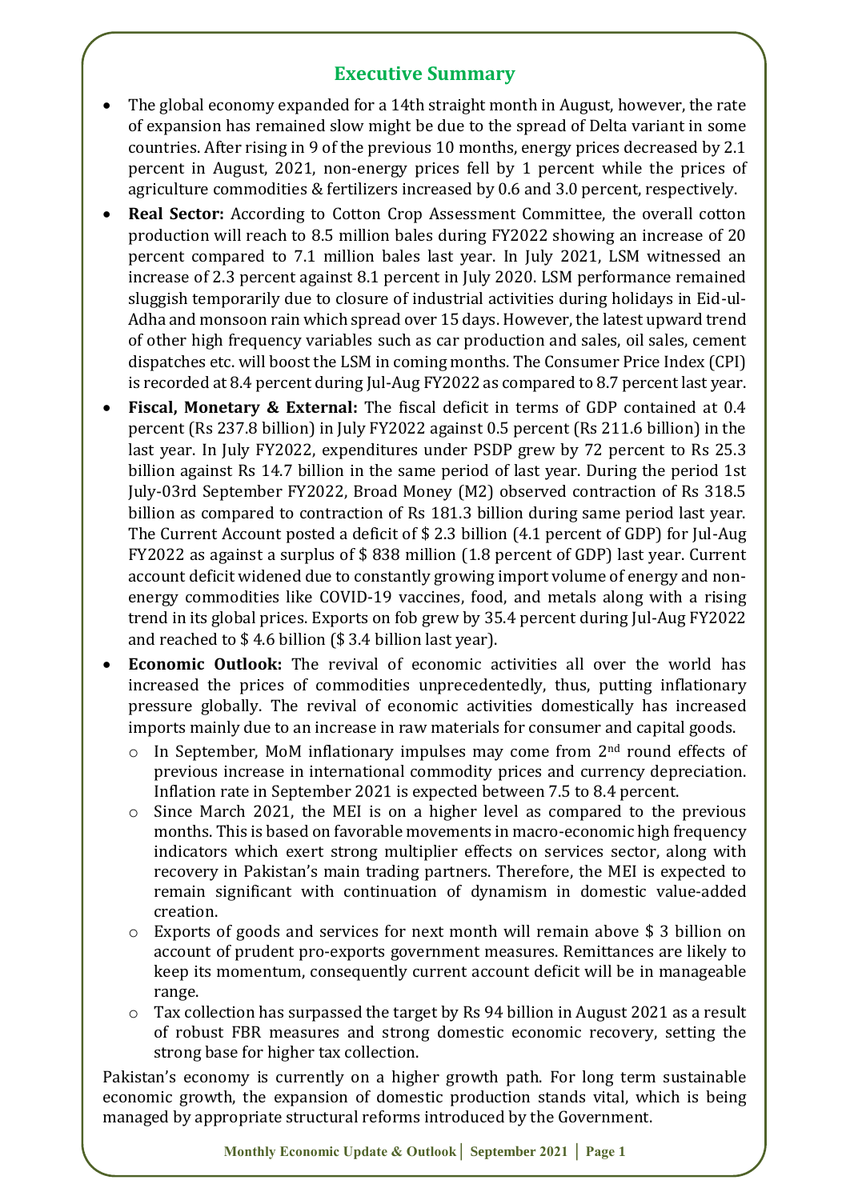## Executive Summary

- The global economy expanded for a 14th straight month in August, however, the rate of expansion has remained slow might be due to the spread of Delta variant in some countries. After rising in 9 of the previous 10 months, energy prices decreased by 2.1 percent in August, 2021, non-energy prices fell by 1 percent while the prices of agriculture commodities & fertilizers increased by 0.6 and 3.0 percent, respectively.
- **Real Sector:** According to Cotton Crop Assessment Committee, the overall cotton production will reach to 8.5 million bales during FY2022 showing an increase of 20 percent compared to 7.1 million bales last year. In July 2021, LSM witnessed an increase of 2.3 percent against 8.1 percent in July 2020. LSM performance remained sluggish temporarily due to closure of industrial activities during holidays in Eid-ul-Adha and monsoon rain which spread over 15 days. However, the latest upward trend of other high frequency variables such as car production and sales, oil sales, cement dispatches etc. will boost the LSM in coming months. The Consumer Price Index (CPI) is recorded at 8.4 percent during Jul-Aug FY2022 as compared to 8.7 percent last year.
- **Fiscal, Monetary & External:** The fiscal deficit in terms of GDP contained at 0.4 percent (Rs 237.8 billion) in July FY2022 against 0.5 percent (Rs 211.6 billion) in the last year. In July FY2022, expenditures under PSDP grew by 72 percent to Rs 25.3 billion against Rs 14.7 billion in the same period of last year. During the period 1st July-03rd September FY2022, Broad Money (M2) observed contraction of Rs 318.5 billion as compared to contraction of Rs 181.3 billion during same period last year. The Current Account posted a deficit of $ 2.3 billion (4.1 percent of GDP) for Jul-Aug FY2022 as against a surplus of $ 838 million (1.8 percent of GDP) last year. Current account deficit widened due to constantly growing import volume of energy and non-energy commodities like COVID-19 vaccines, food, and metals along with a rising trend in its global prices. Exports on fob grew by 35.4 percent during Jul-Aug FY2022 and reached to $ 4.6 billion ($ 3.4 billion last year).
- **Economic Outlook:** The revival of economic activities all over the world has increased the prices of commodities unprecedentedly, thus, putting inflationary pressure globally. The revival of economic activities domestically has increased imports mainly due to an increase in raw materials for consumer and capital goods.
  - In September, MoM inflationary impulses may come from 2nd round effects of previous increase in international commodity prices and currency depreciation. Inflation rate in September 2021 is expected between 7.5 to 8.4 percent.
  - Since March 2021, the MEI is on a higher level as compared to the previous months. This is based on favorable movements in macro-economic high frequency indicators which exert strong multiplier effects on services sector, along with recovery in Pakistan's main trading partners. Therefore, the MEI is expected to remain significant with continuation of dynamism in domestic value-added creation.
  - Exports of goods and services for next month will remain above $ 3 billion on account of prudent pro-exports government measures. Remittances are likely to keep its momentum, consequently current account deficit will be in manageable range.
  - Tax collection has surpassed the target by Rs 94 billion in August 2021 as a result of robust FBR measures and strong domestic economic recovery, setting the strong base for higher tax collection.

Pakistan's economy is currently on a higher growth path. For long term sustainable economic growth, the expansion of domestic production stands vital, which is being managed by appropriate structural reforms introduced by the Government.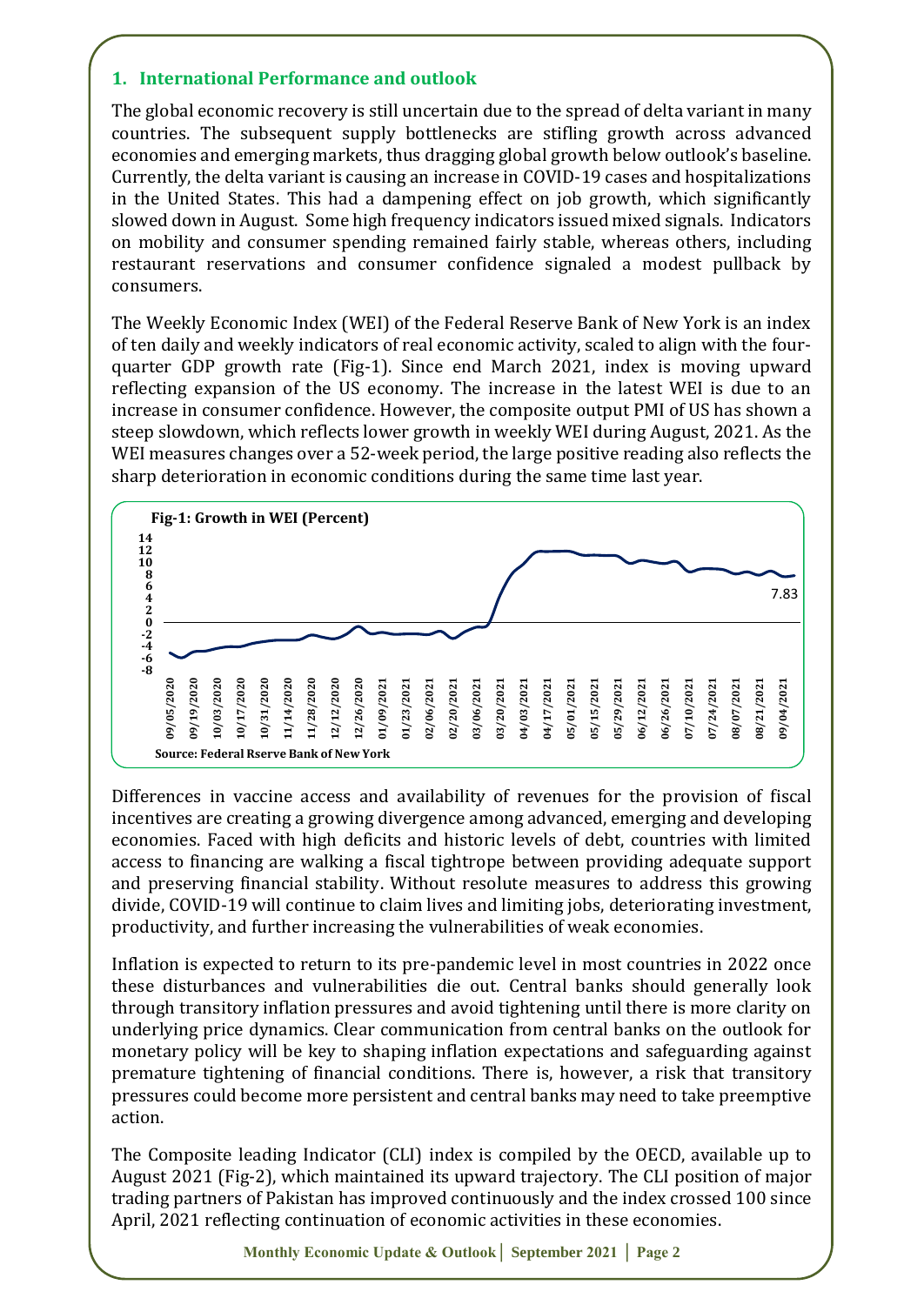## 1. International Performance and outlook

The global economic recovery is still uncertain due to the spread of delta variant in many countries. The subsequent supply bottlenecks are stifling growth across advanced economies and emerging markets, thus dragging global growth below outlook's baseline. Currently, the delta variant is causing an increase in COVID-19 cases and hospitalizations in the United States. This had a dampening effect on job growth, which significantly slowed down in August. Some high frequency indicators issued mixed signals. Indicators on mobility and consumer spending remained fairly stable, whereas others, including restaurant reservations and consumer confidence signaled a modest pullback by consumers.

The Weekly Economic Index (WEI) of the Federal Reserve Bank of New York is an index of ten daily and weekly indicators of real economic activity, scaled to align with the four-quarter GDP growth rate (Fig-1). Since end March 2021, index is moving upward reflecting expansion of the US economy. The increase in the latest WEI is due to an increase in consumer confidence. However, the composite output PMI of US has shown a steep slowdown, which reflects lower growth in weekly WEI during August, 2021. As the WEI measures changes over a 52-week period, the large positive reading also reflects the sharp deterioration in economic conditions during the same time last year.

**Fig-1: Growth in WEI (Percent)**

Source: Federal Rserve Bank of New York

Differences in vaccine access and availability of revenues for the provision of fiscal incentives are creating a growing divergence among advanced, emerging and developing economies. Faced with high deficits and historic levels of debt, countries with limited access to financing are walking a fiscal tightrope between providing adequate support and preserving financial stability. Without resolute measures to address this growing divide, COVID-19 will continue to claim lives and limiting jobs, deteriorating investment, productivity, and further increasing the vulnerabilities of weak economies.

Inflation is expected to return to its pre-pandemic level in most countries in 2022 once these disturbances and vulnerabilities die out. Central banks should generally look through transitory inflation pressures and avoid tightening until there is more clarity on underlying price dynamics. Clear communication from central banks on the outlook for monetary policy will be key to shaping inflation expectations and safeguarding against premature tightening of financial conditions. There is, however, a risk that transitory pressures could become more persistent and central banks may need to take preemptive action.

The Composite leading Indicator (CLI) index is compiled by the OECD, available up to August 2021 (Fig-2), which maintained its upward trajectory. The CLI position of major trading partners of Pakistan has improved continuously and the index crossed 100 since April, 2021 reflecting continuation of economic activities in these economies.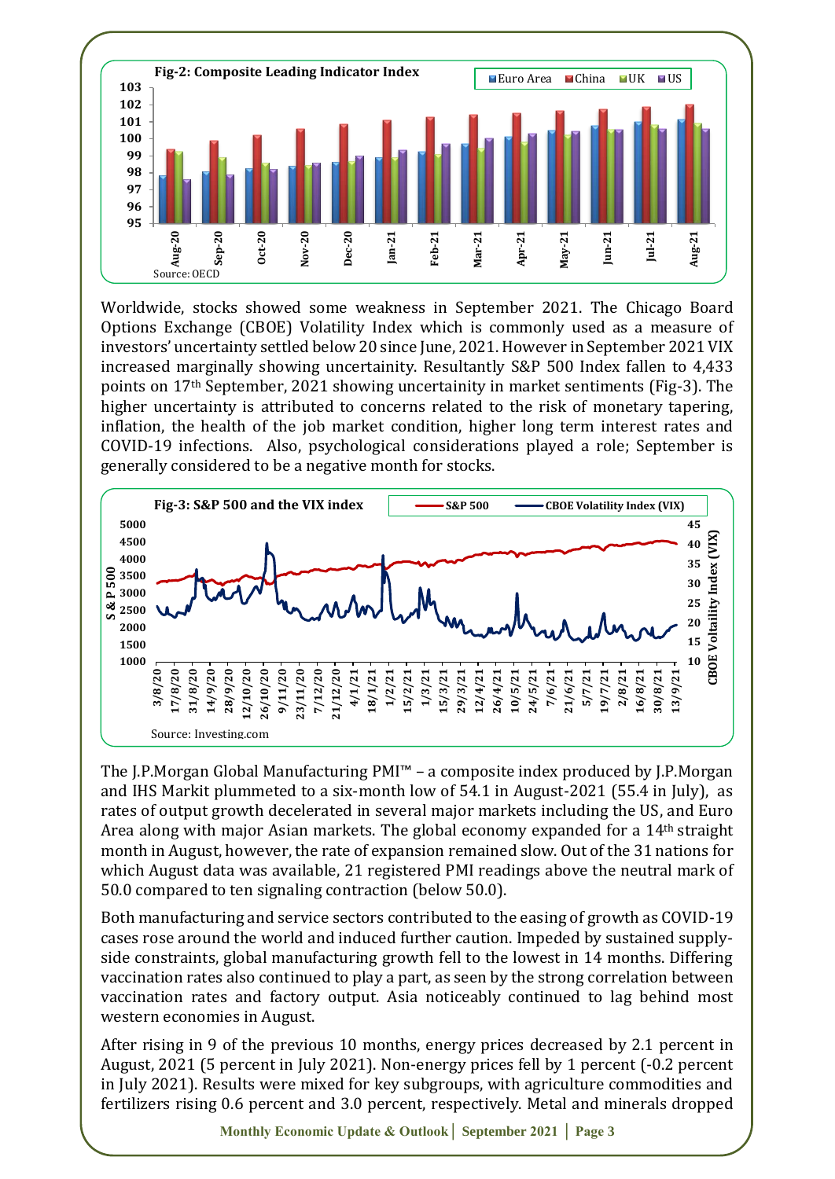**Fig-2: Composite Leading Indicator Index**

Source: OECD

Worldwide, stocks showed some weakness in September 2021. The Chicago Board Options Exchange (CBOE) Volatility Index which is commonly used as a measure of investors' uncertainty settled below 20 since June, 2021. However in September 2021 VIX increased marginally showing uncertainity. Resultantly S&P 500 Index fallen to 4,433 points on 17th September, 2021 showing uncertainity in market sentiments (Fig-3). The higher uncertainty is attributed to concerns related to the risk of monetary tapering, inflation, the health of the job market condition, higher long term interest rates and COVID-19 infections. Also, psychological considerations played a role; September is generally considered to be a negative month for stocks.

**Fig-3: S&P 500 and the VIX index**

Source: Investing.com

The J.P.Morgan Global Manufacturing PMI™ – a composite index produced by J.P.Morgan and IHS Markit plummeted to a six-month low of 54.1 in August-2021 (55.4 in July), as rates of output growth decelerated in several major markets including the US, and Euro Area along with major Asian markets. The global economy expanded for a 14th straight month in August, however, the rate of expansion remained slow. Out of the 31 nations for which August data was available, 21 registered PMI readings above the neutral mark of 50.0 compared to ten signaling contraction (below 50.0).

Both manufacturing and service sectors contributed to the easing of growth as COVID-19 cases rose around the world and induced further caution. Impeded by sustained supply-side constraints, global manufacturing growth fell to the lowest in 14 months. Differing vaccination rates also continued to play a part, as seen by the strong correlation between vaccination rates and factory output. Asia noticeably continued to lag behind most western economies in August.

After rising in 9 of the previous 10 months, energy prices decreased by 2.1 percent in August, 2021 (5 percent in July 2021). Non-energy prices fell by 1 percent (-0.2 percent in July 2021). Results were mixed for key subgroups, with agriculture commodities and fertilizers rising 0.6 percent and 3.0 percent, respectively. Metal and minerals dropped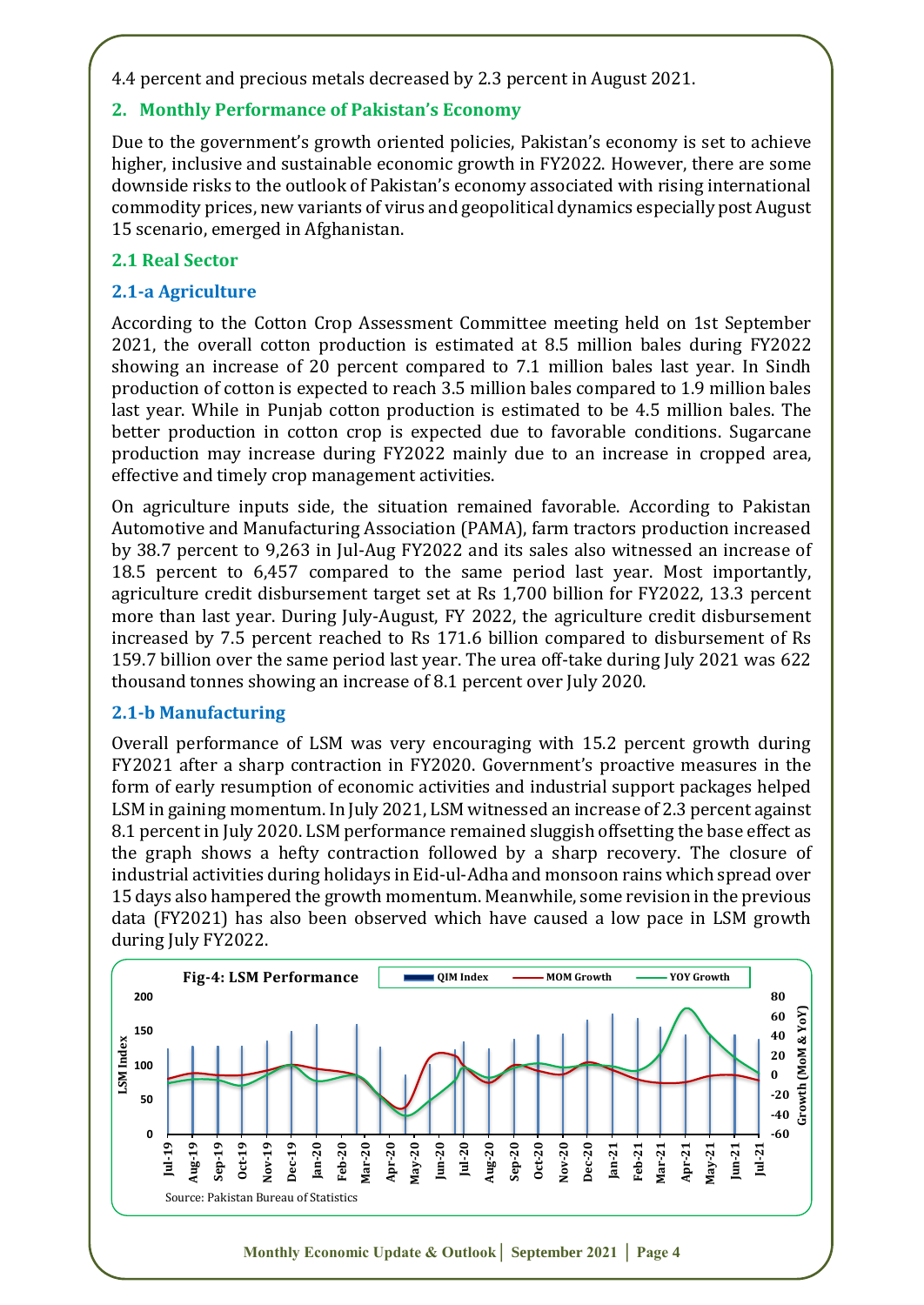4.4 percent and precious metals decreased by 2.3 percent in August 2021.

## 2. Monthly Performance of Pakistan's Economy

Due to the government's growth oriented policies, Pakistan's economy is set to achieve higher, inclusive and sustainable economic growth in FY2022. However, there are some downside risks to the outlook of Pakistan's economy associated with rising international commodity prices, new variants of virus and geopolitical dynamics especially post August 15 scenario, emerged in Afghanistan.

### 2.1 Real Sector

#### 2.1-a Agriculture

According to the Cotton Crop Assessment Committee meeting held on 1st September 2021, the overall cotton production is estimated at 8.5 million bales during FY2022 showing an increase of 20 percent compared to 7.1 million bales last year. In Sindh production of cotton is expected to reach 3.5 million bales compared to 1.9 million bales last year. While in Punjab cotton production is estimated to be 4.5 million bales. The better production in cotton crop is expected due to favorable conditions. Sugarcane production may increase during FY2022 mainly due to an increase in cropped area, effective and timely crop management activities.

On agriculture inputs side, the situation remained favorable. According to Pakistan Automotive and Manufacturing Association (PAMA), farm tractors production increased by 38.7 percent to 9,263 in Jul-Aug FY2022 and its sales also witnessed an increase of 18.5 percent to 6,457 compared to the same period last year. Most importantly, agriculture credit disbursement target set at Rs 1,700 billion for FY2022, 13.3 percent more than last year. During July-August, FY 2022, the agriculture credit disbursement increased by 7.5 percent reached to Rs 171.6 billion compared to disbursement of Rs 159.7 billion over the same period last year. The urea off-take during July 2021 was 622 thousand tonnes showing an increase of 8.1 percent over July 2020.

#### 2.1-b Manufacturing

Overall performance of LSM was very encouraging with 15.2 percent growth during FY2021 after a sharp contraction in FY2020. Government's proactive measures in the form of early resumption of economic activities and industrial support packages helped LSM in gaining momentum. In July 2021, LSM witnessed an increase of 2.3 percent against 8.1 percent in July 2020. LSM performance remained sluggish offsetting the base effect as the graph shows a hefty contraction followed by a sharp recovery. The closure of industrial activities during holidays in Eid-ul-Adha and monsoon rains which spread over 15 days also hampered the growth momentum. Meanwhile, some revision in the previous data (FY2021) has also been observed which have caused a low pace in LSM growth during July FY2022.

**Fig-4: LSM Performance**

Source: Pakistan Bureau of Statistics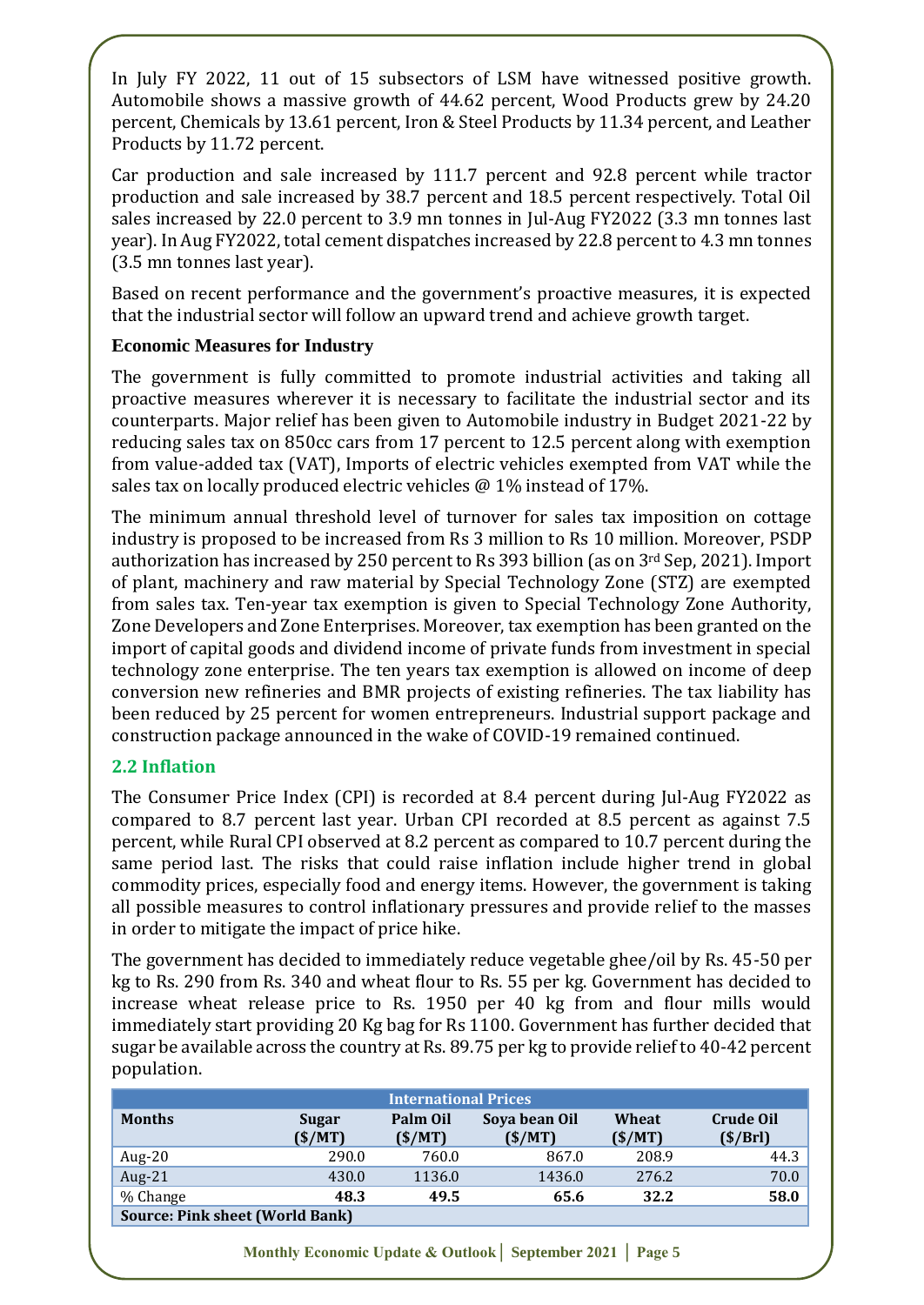In July FY 2022, 11 out of 15 subsectors of LSM have witnessed positive growth. Automobile shows a massive growth of 44.62 percent, Wood Products grew by 24.20 percent, Chemicals by 13.61 percent, Iron & Steel Products by 11.34 percent, and Leather Products by 11.72 percent.

Car production and sale increased by 111.7 percent and 92.8 percent while tractor production and sale increased by 38.7 percent and 18.5 percent respectively. Total Oil sales increased by 22.0 percent to 3.9 mn tonnes in Jul-Aug FY2022 (3.3 mn tonnes last year). In Aug FY2022, total cement dispatches increased by 22.8 percent to 4.3 mn tonnes (3.5 mn tonnes last year).

Based on recent performance and the government's proactive measures, it is expected that the industrial sector will follow an upward trend and achieve growth target.

**Economic Measures for Industry**

The government is fully committed to promote industrial activities and taking all proactive measures wherever it is necessary to facilitate the industrial sector and its counterparts. Major relief has been given to Automobile industry in Budget 2021-22 by reducing sales tax on 850cc cars from 17 percent to 12.5 percent along with exemption from value-added tax (VAT), Imports of electric vehicles exempted from VAT while the sales tax on locally produced electric vehicles @ 1% instead of 17%.

The minimum annual threshold level of turnover for sales tax imposition on cottage industry is proposed to be increased from Rs 3 million to Rs 10 million. Moreover, PSDP authorization has increased by 250 percent to Rs 393 billion (as on 3rd Sep, 2021). Import of plant, machinery and raw material by Special Technology Zone (STZ) are exempted from sales tax. Ten-year tax exemption is given to Special Technology Zone Authority, Zone Developers and Zone Enterprises. Moreover, tax exemption has been granted on the import of capital goods and dividend income of private funds from investment in special technology zone enterprise. The ten years tax exemption is allowed on income of deep conversion new refineries and BMR projects of existing refineries. The tax liability has been reduced by 25 percent for women entrepreneurs. Industrial support package and construction package announced in the wake of COVID-19 remained continued.

## 2.2 Inflation

The Consumer Price Index (CPI) is recorded at 8.4 percent during Jul-Aug FY2022 as compared to 8.7 percent last year. Urban CPI recorded at 8.5 percent as against 7.5 percent, while Rural CPI observed at 8.2 percent as compared to 10.7 percent during the same period last. The risks that could raise inflation include higher trend in global commodity prices, especially food and energy items. However, the government is taking all possible measures to control inflationary pressures and provide relief to the masses in order to mitigate the impact of price hike.

The government has decided to immediately reduce vegetable ghee/oil by Rs. 45-50 per kg to Rs. 290 from Rs. 340 and wheat flour to Rs. 55 per kg. Government has decided to increase wheat release price to Rs. 1950 per 40 kg from and flour mills would immediately start providing 20 Kg bag for Rs 1100. Government has further decided that sugar be available across the country at Rs. 89.75 per kg to provide relief to 40-42 percent population.

| International Prices | | | | | |
|---|---|---|---|---|---|
| **Months** | **Sugar ($/MT)** | **Palm Oil ($/MT)** | **Soya bean Oil ($/MT)** | **Wheat ($/MT)** | **Crude Oil ($/Brl)** |
| Aug-20 | 290.0 | 760.0 | 867.0 | 208.9 | 44.3 |
| Aug-21 | 430.0 | 1136.0 | 1436.0 | 276.2 | 70.0 |
| % Change | **48.3** | **49.5** | **65.6** | **32.2** | **58.0** |

**Source: Pink sheet (World Bank)**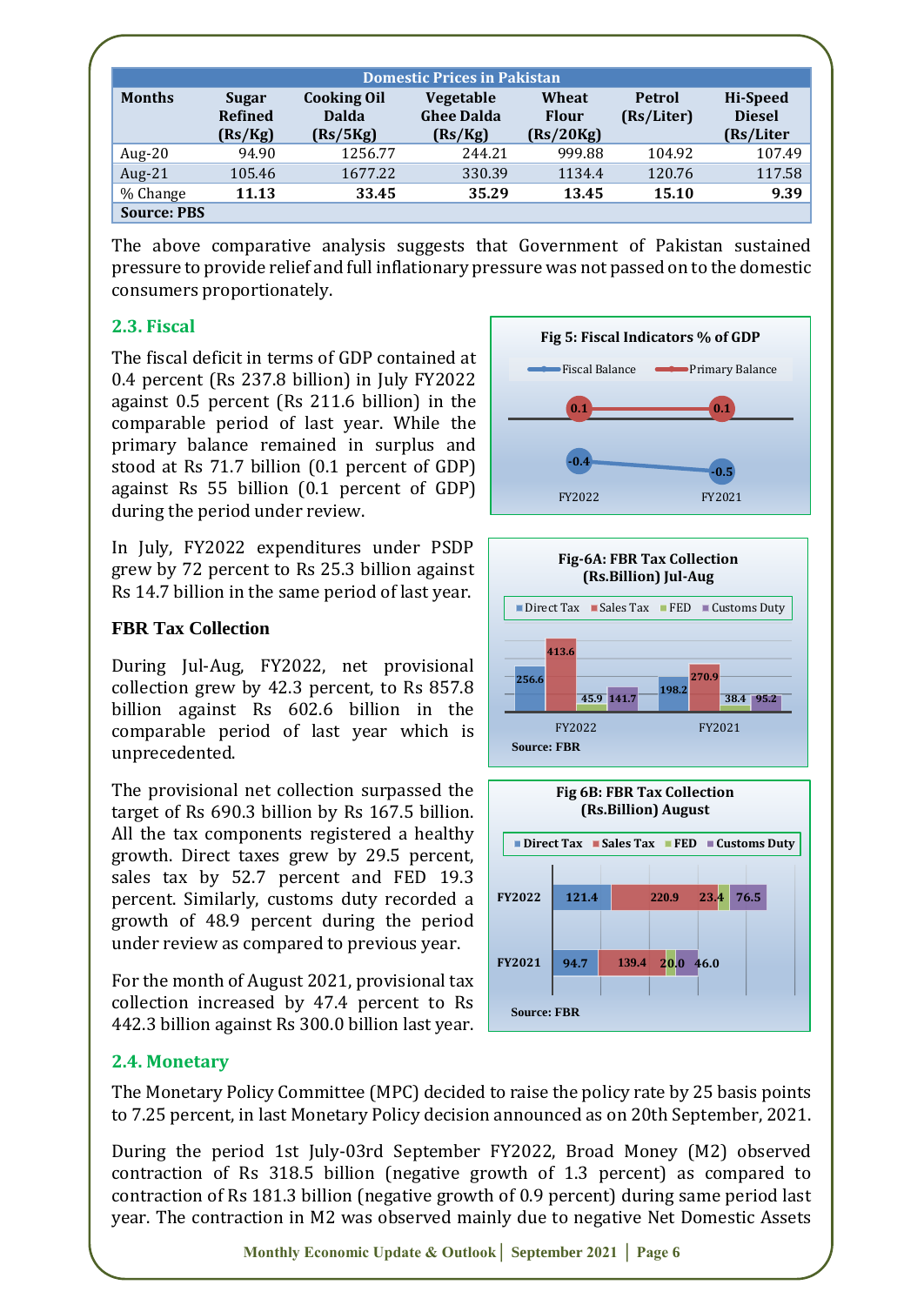| Domestic Prices in Pakistan | | | | | | |
|---|---|---|---|---|---|---|
| Months | Sugar Refined (Rs/Kg) | Cooking Oil Dalda (Rs/5Kg) | Vegetable Ghee Dalda (Rs/Kg) | Wheat Flour (Rs/20Kg) | Petrol (Rs/Liter) | Hi-Speed Diesel (Rs/Liter |
| Aug-20 | 94.90 | 1256.77 | 244.21 | 999.88 | 104.92 | 107.49 |
| Aug-21 | 105.46 | 1677.22 | 330.39 | 1134.4 | 120.76 | 117.58 |
| % Change | **11.13** | **33.45** | **35.29** | **13.45** | **15.10** | **9.39** |
| **Source: PBS** | | | | | | |

The above comparative analysis suggests that Government of Pakistan sustained pressure to provide relief and full inflationary pressure was not passed on to the domestic consumers proportionately.

## 2.3. Fiscal

The fiscal deficit in terms of GDP contained at 0.4 percent (Rs 237.8 billion) in July FY2022 against 0.5 percent (Rs 211.6 billion) in the comparable period of last year. While the primary balance remained in surplus and stood at Rs 71.7 billion (0.1 percent of GDP) against Rs 55 billion (0.1 percent of GDP) during the period under review.

**Fig 5: Fiscal Indicators % of GDP**

| | FY2022 | FY2021 |
|---|---|---|
| Fiscal Balance | -0.4 | -0.5 |
| Primary Balance | 0.1 | 0.1 |

In July, FY2022 expenditures under PSDP grew by 72 percent to Rs 25.3 billion against Rs 14.7 billion in the same period of last year.

### FBR Tax Collection

During Jul-Aug, FY2022, net provisional collection grew by 42.3 percent, to Rs 857.8 billion against Rs 602.6 billion in the comparable period of last year which is unprecedented.

**Fig-6A: FBR Tax Collection (Rs.Billion) Jul-Aug**

| | Direct Tax | Sales Tax | FED | Customs Duty |
|---|---|---|---|---|
| FY2022 | 256.6 | 413.6 | 45.9 | 141.7 |
| FY2021 | 198.2 | 270.9 | 38.4 | 95.2 |

Source: FBR

The provisional net collection surpassed the target of Rs 690.3 billion by Rs 167.5 billion. All the tax components registered a healthy growth. Direct taxes grew by 29.5 percent, sales tax by 52.7 percent and FED 19.3 percent. Similarly, customs duty recorded a growth of 48.9 percent during the period under review as compared to previous year.

**Fig 6B: FBR Tax Collection (Rs.Billion) August**

| | Direct Tax | Sales Tax | FED | Customs Duty |
|---|---|---|---|---|
| FY2022 | 121.4 | 220.9 | 23.4 | 76.5 |
| FY2021 | 94.7 | 139.4 | 20.0 | 46.0 |

Source: FBR

For the month of August 2021, provisional tax collection increased by 47.4 percent to Rs 442.3 billion against Rs 300.0 billion last year.

## 2.4. Monetary

The Monetary Policy Committee (MPC) decided to raise the policy rate by 25 basis points to 7.25 percent, in last Monetary Policy decision announced as on 20th September, 2021.

During the period 1st July-03rd September FY2022, Broad Money (M2) observed contraction of Rs 318.5 billion (negative growth of 1.3 percent) as compared to contraction of Rs 181.3 billion (negative growth of 0.9 percent) during same period last year. The contraction in M2 was observed mainly due to negative Net Domestic Assets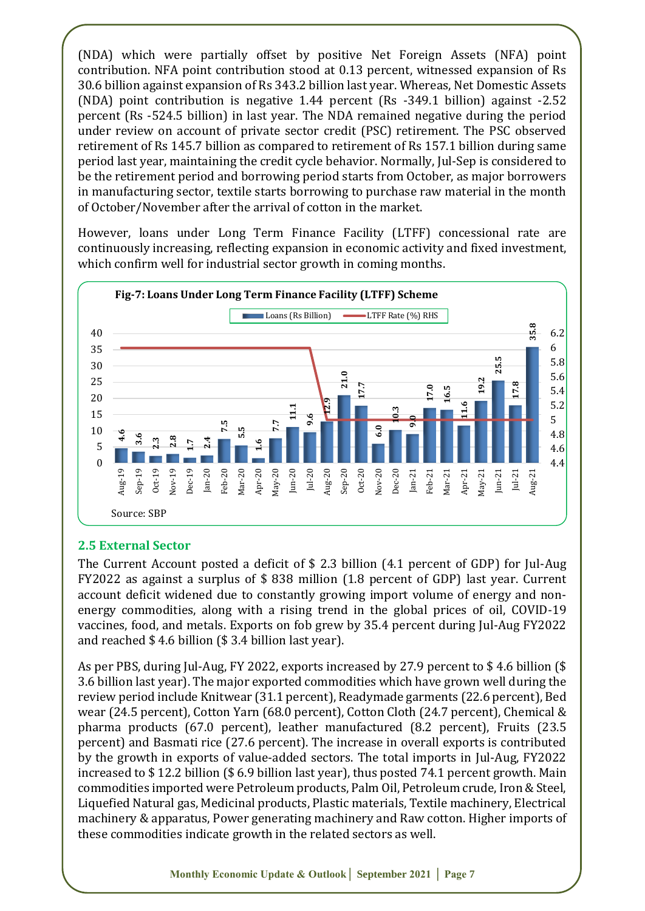(NDA) which were partially offset by positive Net Foreign Assets (NFA) point contribution. NFA point contribution stood at 0.13 percent, witnessed expansion of Rs 30.6 billion against expansion of Rs 343.2 billion last year. Whereas, Net Domestic Assets (NDA) point contribution is negative 1.44 percent (Rs -349.1 billion) against -2.52 percent (Rs -524.5 billion) in last year. The NDA remained negative during the period under review on account of private sector credit (PSC) retirement. The PSC observed retirement of Rs 145.7 billion as compared to retirement of Rs 157.1 billion during same period last year, maintaining the credit cycle behavior. Normally, Jul-Sep is considered to be the retirement period and borrowing period starts from October, as major borrowers in manufacturing sector, textile starts borrowing to purchase raw material in the month of October/November after the arrival of cotton in the market.

However, loans under Long Term Finance Facility (LTFF) concessional rate are continuously increasing, reflecting expansion in economic activity and fixed investment, which confirm well for industrial sector growth in coming months.

**Fig-7: Loans Under Long Term Finance Facility (LTFF) Scheme**

| Month | Loans (Rs Billion) | LTFF Rate (%) RHS |
|---|---|---|
| Aug-19 | 4.6 | 6 |
| Sep-19 | 3.6 | 6 |
| Oct-19 | 2.3 | 6 |
| Nov-19 | 2.8 | 6 |
| Dec-19 | 1.7 | 6 |
| Jan-20 | 2.4 | 6 |
| Feb-20 | 7.5 | 6 |
| Mar-20 | 5.5 | 6 |
| Apr-20 | 1.6 | 6 |
| May-20 | 7.7 | 6 |
| Jun-20 | 11.1 | 6 |
| Jul-20 | 9.6 | 6 |
| Aug-20 | 12.9 | 5 |
| Sep-20 | 21.0 | 5 |
| Oct-20 | 17.7 | 5 |
| Nov-20 | 6.0 | 5 |
| Dec-20 | 10.3 | 5 |
| Jan-21 | 9.0 | 5 |
| Feb-21 | 17.0 | 5 |
| Mar-21 | 16.5 | 5 |
| Apr-21 | 11.6 | 5 |
| May-21 | 19.2 | 5 |
| Jun-21 | 25.5 | 5 |
| Jul-21 | 17.8 | 5 |
| Aug-21 | 35.8 | 5 |

Source: SBP

### 2.5 External Sector

The Current Account posted a deficit of $ 2.3 billion (4.1 percent of GDP) for Jul-Aug FY2022 as against a surplus of $ 838 million (1.8 percent of GDP) last year. Current account deficit widened due to constantly growing import volume of energy and non-energy commodities, along with a rising trend in the global prices of oil, COVID-19 vaccines, food, and metals. Exports on fob grew by 35.4 percent during Jul-Aug FY2022 and reached $ 4.6 billion ($ 3.4 billion last year).

As per PBS, during Jul-Aug, FY 2022, exports increased by 27.9 percent to $ 4.6 billion ($ 3.6 billion last year). The major exported commodities which have grown well during the review period include Knitwear (31.1 percent), Readymade garments (22.6 percent), Bed wear (24.5 percent), Cotton Yarn (68.0 percent), Cotton Cloth (24.7 percent), Chemical & pharma products (67.0 percent), leather manufactured (8.2 percent), Fruits (23.5 percent) and Basmati rice (27.6 percent). The increase in overall exports is contributed by the growth in exports of value-added sectors. The total imports in Jul-Aug, FY2022 increased to $ 12.2 billion ($ 6.9 billion last year), thus posted 74.1 percent growth. Main commodities imported were Petroleum products, Palm Oil, Petroleum crude, Iron & Steel, Liquefied Natural gas, Medicinal products, Plastic materials, Textile machinery, Electrical machinery & apparatus, Power generating machinery and Raw cotton. Higher imports of these commodities indicate growth in the related sectors as well.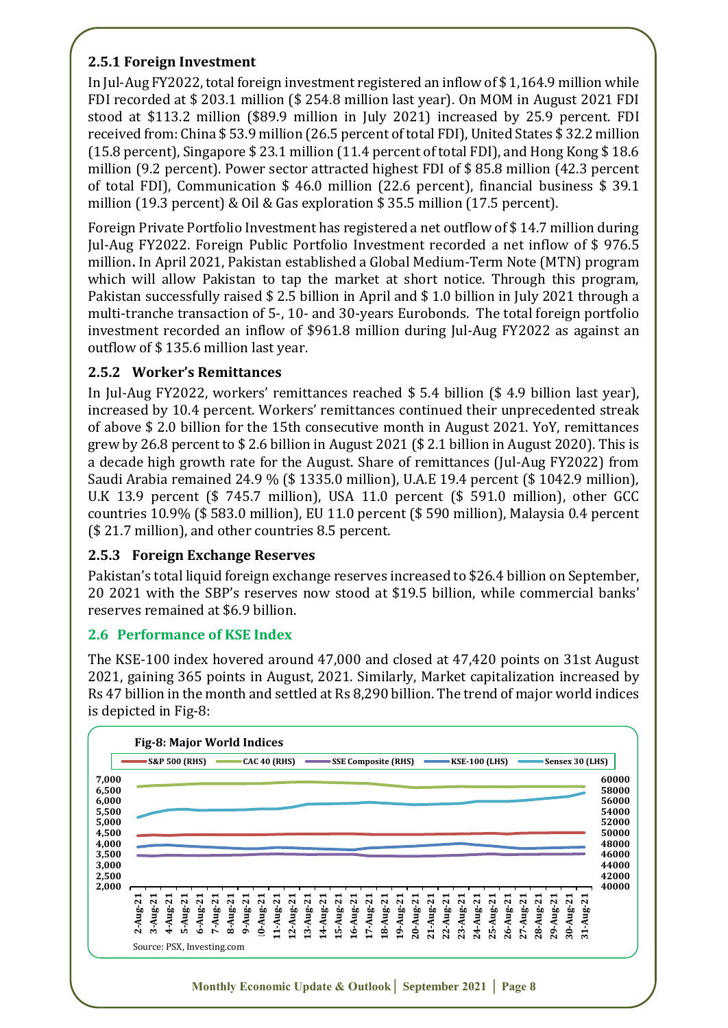### 2.5.1 Foreign Investment

In Jul-Aug FY2022, total foreign investment registered an inflow of $ 1,164.9 million while FDI recorded at $ 203.1 million ($ 254.8 million last year). On MOM in August 2021 FDI stood at $113.2 million ($89.9 million in July 2021) increased by 25.9 percent. FDI received from: China $ 53.9 million (26.5 percent of total FDI), United States $ 32.2 million (15.8 percent), Singapore $ 23.1 million (11.4 percent of total FDI), and Hong Kong $ 18.6 million (9.2 percent). Power sector attracted highest FDI of $ 85.8 million (42.3 percent of total FDI), Communication $ 46.0 million (22.6 percent), financial business $ 39.1 million (19.3 percent) & Oil & Gas exploration $ 35.5 million (17.5 percent).

Foreign Private Portfolio Investment has registered a net outflow of $ 14.7 million during Jul-Aug FY2022. Foreign Public Portfolio Investment recorded a net inflow of $ 976.5 million. In April 2021, Pakistan established a Global Medium-Term Note (MTN) program which will allow Pakistan to tap the market at short notice. Through this program, Pakistan successfully raised $ 2.5 billion in April and $ 1.0 billion in July 2021 through a multi-tranche transaction of 5-, 10- and 30-years Eurobonds. The total foreign portfolio investment recorded an inflow of $961.8 million during Jul-Aug FY2022 as against an outflow of $ 135.6 million last year.

### 2.5.2 Worker's Remittances

In Jul-Aug FY2022, workers' remittances reached $ 5.4 billion ($ 4.9 billion last year), increased by 10.4 percent. Workers' remittances continued their unprecedented streak of above $ 2.0 billion for the 15th consecutive month in August 2021. YoY, remittances grew by 26.8 percent to $ 2.6 billion in August 2021 ($ 2.1 billion in August 2020). This is a decade high growth rate for the August. Share of remittances (Jul-Aug FY2022) from Saudi Arabia remained 24.9 % ($ 1335.0 million), U.A.E 19.4 percent ($ 1042.9 million), U.K 13.9 percent ($ 745.7 million), USA 11.0 percent ($ 591.0 million), other GCC countries 10.9% ($ 583.0 million), EU 11.0 percent ($ 590 million), Malaysia 0.4 percent ($ 21.7 million), and other countries 8.5 percent.

### 2.5.3 Foreign Exchange Reserves

Pakistan's total liquid foreign exchange reserves increased to $26.4 billion on September, 20 2021 with the SBP's reserves now stood at $19.5 billion, while commercial banks' reserves remained at $6.9 billion.

## 2.6 Performance of KSE Index

The KSE-100 index hovered around 47,000 and closed at 47,420 points on 31st August 2021, gaining 365 points in August, 2021. Similarly, Market capitalization increased by Rs 47 billion in the month and settled at Rs 8,290 billion. The trend of major world indices is depicted in Fig-8:

**Fig-8: Major World Indices**

Source: PSX, Investing.com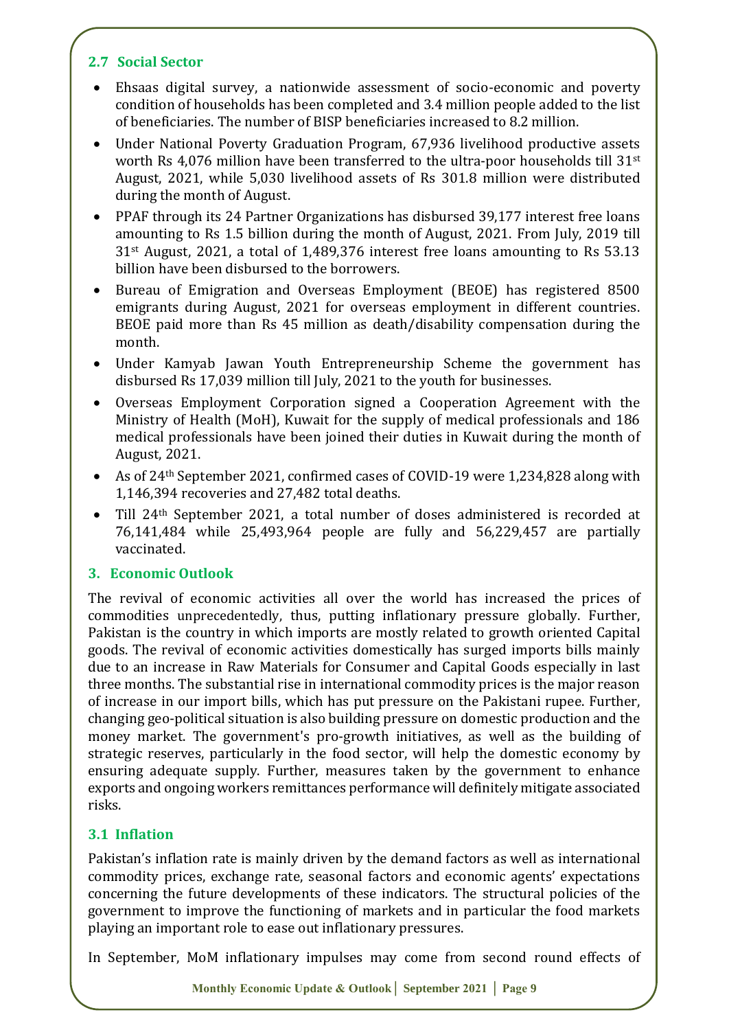### 2.7 Social Sector

- Ehsaas digital survey, a nationwide assessment of socio-economic and poverty condition of households has been completed and 3.4 million people added to the list of beneficiaries. The number of BISP beneficiaries increased to 8.2 million.
- Under National Poverty Graduation Program, 67,936 livelihood productive assets worth Rs 4,076 million have been transferred to the ultra-poor households till 31st August, 2021, while 5,030 livelihood assets of Rs 301.8 million were distributed during the month of August.
- PPAF through its 24 Partner Organizations has disbursed 39,177 interest free loans amounting to Rs 1.5 billion during the month of August, 2021. From July, 2019 till 31st August, 2021, a total of 1,489,376 interest free loans amounting to Rs 53.13 billion have been disbursed to the borrowers.
- Bureau of Emigration and Overseas Employment (BEOE) has registered 8500 emigrants during August, 2021 for overseas employment in different countries. BEOE paid more than Rs 45 million as death/disability compensation during the month.
- Under Kamyab Jawan Youth Entrepreneurship Scheme the government has disbursed Rs 17,039 million till July, 2021 to the youth for businesses.
- Overseas Employment Corporation signed a Cooperation Agreement with the Ministry of Health (MoH), Kuwait for the supply of medical professionals and 186 medical professionals have been joined their duties in Kuwait during the month of August, 2021.
- As of 24th September 2021, confirmed cases of COVID-19 were 1,234,828 along with 1,146,394 recoveries and 27,482 total deaths.
- Till 24th September 2021, a total number of doses administered is recorded at 76,141,484 while 25,493,964 people are fully and 56,229,457 are partially vaccinated.

## 3. Economic Outlook

The revival of economic activities all over the world has increased the prices of commodities unprecedentedly, thus, putting inflationary pressure globally. Further, Pakistan is the country in which imports are mostly related to growth oriented Capital goods. The revival of economic activities domestically has surged imports bills mainly due to an increase in Raw Materials for Consumer and Capital Goods especially in last three months. The substantial rise in international commodity prices is the major reason of increase in our import bills, which has put pressure on the Pakistani rupee. Further, changing geo-political situation is also building pressure on domestic production and the money market. The government's pro-growth initiatives, as well as the building of strategic reserves, particularly in the food sector, will help the domestic economy by ensuring adequate supply. Further, measures taken by the government to enhance exports and ongoing workers remittances performance will definitely mitigate associated risks.

### 3.1 Inflation

Pakistan's inflation rate is mainly driven by the demand factors as well as international commodity prices, exchange rate, seasonal factors and economic agents' expectations concerning the future developments of these indicators. The structural policies of the government to improve the functioning of markets and in particular the food markets playing an important role to ease out inflationary pressures.

In September, MoM inflationary impulses may come from second round effects of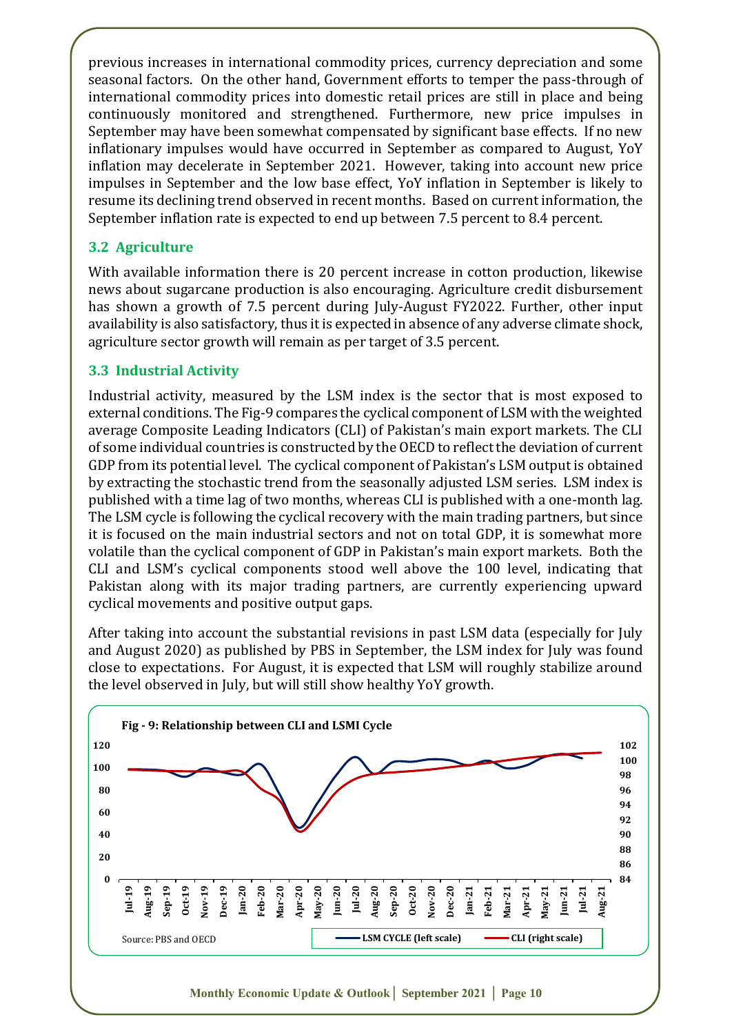previous increases in international commodity prices, currency depreciation and some seasonal factors. On the other hand, Government efforts to temper the pass-through of international commodity prices into domestic retail prices are still in place and being continuously monitored and strengthened. Furthermore, new price impulses in September may have been somewhat compensated by significant base effects. If no new inflationary impulses would have occurred in September as compared to August, YoY inflation may decelerate in September 2021. However, taking into account new price impulses in September and the low base effect, YoY inflation in September is likely to resume its declining trend observed in recent months. Based on current information, the September inflation rate is expected to end up between 7.5 percent to 8.4 percent.

### 3.2 Agriculture

With available information there is 20 percent increase in cotton production, likewise news about sugarcane production is also encouraging. Agriculture credit disbursement has shown a growth of 7.5 percent during July-August FY2022. Further, other input availability is also satisfactory, thus it is expected in absence of any adverse climate shock, agriculture sector growth will remain as per target of 3.5 percent.

### 3.3 Industrial Activity

Industrial activity, measured by the LSM index is the sector that is most exposed to external conditions. The Fig-9 compares the cyclical component of LSM with the weighted average Composite Leading Indicators (CLI) of Pakistan's main export markets. The CLI of some individual countries is constructed by the OECD to reflect the deviation of current GDP from its potential level. The cyclical component of Pakistan's LSM output is obtained by extracting the stochastic trend from the seasonally adjusted LSM series. LSM index is published with a time lag of two months, whereas CLI is published with a one-month lag. The LSM cycle is following the cyclical recovery with the main trading partners, but since it is focused on the main industrial sectors and not on total GDP, it is somewhat more volatile than the cyclical component of GDP in Pakistan's main export markets. Both the CLI and LSM's cyclical components stood well above the 100 level, indicating that Pakistan along with its major trading partners, are currently experiencing upward cyclical movements and positive output gaps.

After taking into account the substantial revisions in past LSM data (especially for July and August 2020) as published by PBS in September, the LSM index for July was found close to expectations. For August, it is expected that LSM will roughly stabilize around the level observed in July, but will still show healthy YoY growth.

**Fig - 9: Relationship between CLI and LSMI Cycle**

Source: PBS and OECD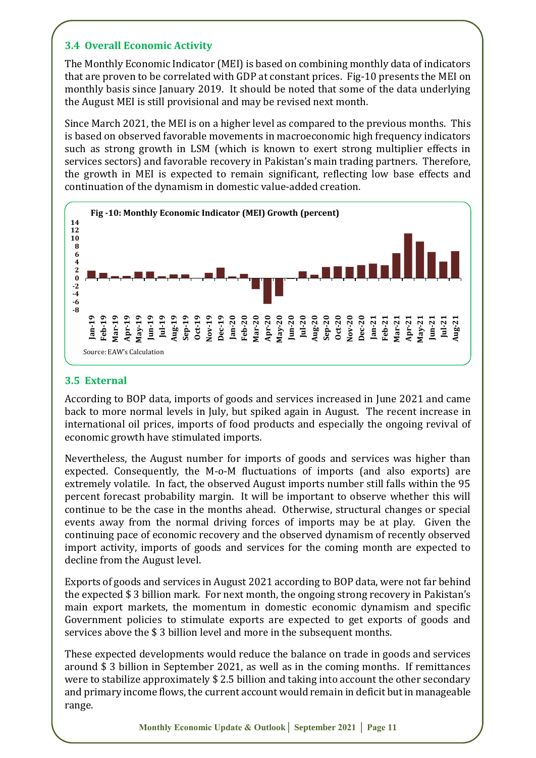### 3.4 Overall Economic Activity

The Monthly Economic Indicator (MEI) is based on combining monthly data of indicators that are proven to be correlated with GDP at constant prices. Fig-10 presents the MEI on monthly basis since January 2019. It should be noted that some of the data underlying the August MEI is still provisional and may be revised next month.

Since March 2021, the MEI is on a higher level as compared to the previous months. This is based on observed favorable movements in macroeconomic high frequency indicators such as strong growth in LSM (which is known to exert strong multiplier effects in services sectors) and favorable recovery in Pakistan's main trading partners. Therefore, the growth in MEI is expected to remain significant, reflecting low base effects and continuation of the dynamism in domestic value-added creation.

**Fig -10: Monthly Economic Indicator (MEI) Growth (percent)**

Source: EAW's Calculation

### 3.5 External

According to BOP data, imports of goods and services increased in June 2021 and came back to more normal levels in July, but spiked again in August. The recent increase in international oil prices, imports of food products and especially the ongoing revival of economic growth have stimulated imports.

Nevertheless, the August number for imports of goods and services was higher than expected. Consequently, the M-o-M fluctuations of imports (and also exports) are extremely volatile. In fact, the observed August imports number still falls within the 95 percent forecast probability margin. It will be important to observe whether this will continue to be the case in the months ahead. Otherwise, structural changes or special events away from the normal driving forces of imports may be at play. Given the continuing pace of economic recovery and the observed dynamism of recently observed import activity, imports of goods and services for the coming month are expected to decline from the August level.

Exports of goods and services in August 2021 according to BOP data, were not far behind the expected $ 3 billion mark. For next month, the ongoing strong recovery in Pakistan's main export markets, the momentum in domestic economic dynamism and specific Government policies to stimulate exports are expected to get exports of goods and services above the $ 3 billion level and more in the subsequent months.

These expected developments would reduce the balance on trade in goods and services around $ 3 billion in September 2021, as well as in the coming months. If remittances were to stabilize approximately $ 2.5 billion and taking into account the other secondary and primary income flows, the current account would remain in deficit but in manageable range.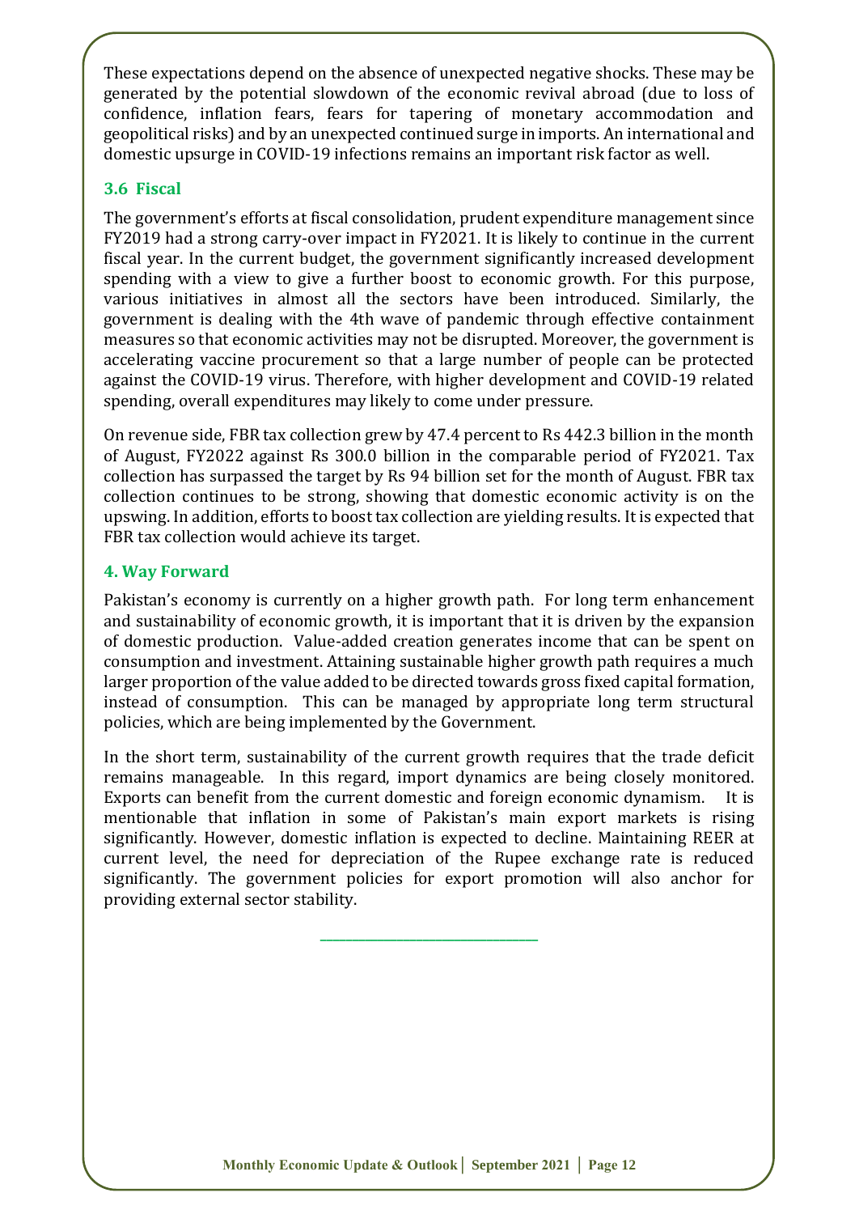These expectations depend on the absence of unexpected negative shocks. These may be generated by the potential slowdown of the economic revival abroad (due to loss of confidence, inflation fears, fears for tapering of monetary accommodation and geopolitical risks) and by an unexpected continued surge in imports. An international and domestic upsurge in COVID-19 infections remains an important risk factor as well.

### 3.6 Fiscal

The government's efforts at fiscal consolidation, prudent expenditure management since FY2019 had a strong carry-over impact in FY2021. It is likely to continue in the current fiscal year. In the current budget, the government significantly increased development spending with a view to give a further boost to economic growth. For this purpose, various initiatives in almost all the sectors have been introduced. Similarly, the government is dealing with the 4th wave of pandemic through effective containment measures so that economic activities may not be disrupted. Moreover, the government is accelerating vaccine procurement so that a large number of people can be protected against the COVID-19 virus. Therefore, with higher development and COVID-19 related spending, overall expenditures may likely to come under pressure.

On revenue side, FBR tax collection grew by 47.4 percent to Rs 442.3 billion in the month of August, FY2022 against Rs 300.0 billion in the comparable period of FY2021. Tax collection has surpassed the target by Rs 94 billion set for the month of August. FBR tax collection continues to be strong, showing that domestic economic activity is on the upswing. In addition, efforts to boost tax collection are yielding results. It is expected that FBR tax collection would achieve its target.

## 4. Way Forward

Pakistan's economy is currently on a higher growth path. For long term enhancement and sustainability of economic growth, it is important that it is driven by the expansion of domestic production. Value-added creation generates income that can be spent on consumption and investment. Attaining sustainable higher growth path requires a much larger proportion of the value added to be directed towards gross fixed capital formation, instead of consumption. This can be managed by appropriate long term structural policies, which are being implemented by the Government.

In the short term, sustainability of the current growth requires that the trade deficit remains manageable. In this regard, import dynamics are being closely monitored. Exports can benefit from the current domestic and foreign economic dynamism. It is mentionable that inflation in some of Pakistan's main export markets is rising significantly. However, domestic inflation is expected to decline. Maintaining REER at current level, the need for depreciation of the Rupee exchange rate is reduced significantly. The government policies for export promotion will also anchor for providing external sector stability.

---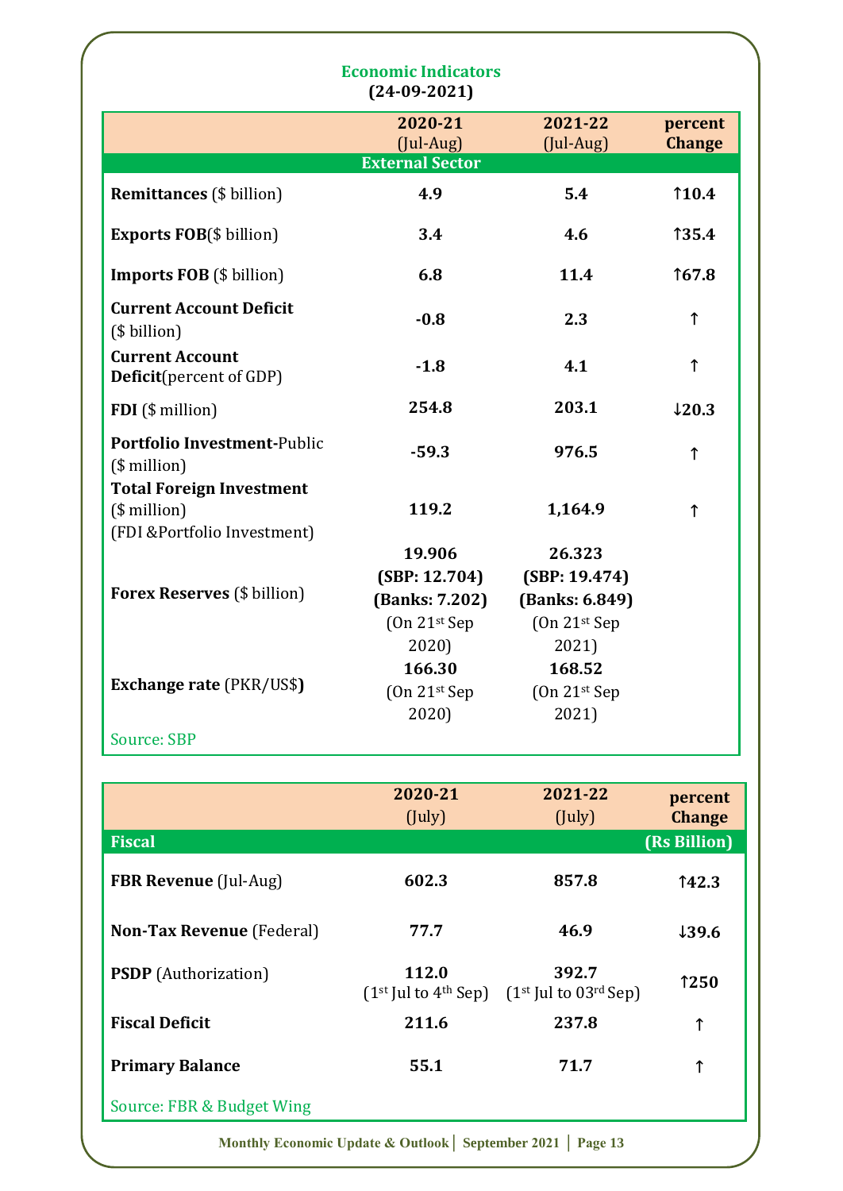## Economic Indicators
**(24-09-2021)**

| | 2020-21 (Jul-Aug) | 2021-22 (Jul-Aug) | percent Change |
|---|---|---|---|
| **External Sector** | | | |
| **Remittances** ($ billion) | 4.9 | 5.4 | ↑10.4 |
| **Exports FOB**($ billion) | 3.4 | 4.6 | ↑35.4 |
| **Imports FOB** ($ billion) | 6.8 | 11.4 | ↑67.8 |
| **Current Account Deficit** ($ billion) | -0.8 | 2.3 | ↑ |
| **Current Account Deficit**(percent of GDP) | -1.8 | 4.1 | ↑ |
| **FDI** ($ million) | 254.8 | 203.1 | ↓20.3 |
| **Portfolio Investment**-Public ($ million) | -59.3 | 976.5 | ↑ |
| **Total Foreign Investment** ($ million) (FDI &Portfolio Investment) | 119.2 | 1,164.9 | ↑ |
| **Forex Reserves** ($ billion) | **19.906** **(SBP: 12.704)** **(Banks: 7.202)** (On 21st Sep 2020) | **26.323** **(SBP: 19.474)** **(Banks: 6.849)** (On 21st Sep 2021) | |
| **Exchange rate** (PKR/US$) | **166.30** (On 21st Sep 2020) | **168.52** (On 21st Sep 2021) | |

Source: SBP

| | 2020-21 (July) | 2021-22 (July) | percent Change |
|---|---|---|---|
| **Fiscal** | | | **(Rs Billion)** |
| **FBR Revenue** (Jul-Aug) | 602.3 | 857.8 | ↑42.3 |
| **Non-Tax Revenue** (Federal) | 77.7 | 46.9 | ↓39.6 |
| **PSDP** (Authorization) | 112.0 (1st Jul to 4th Sep) | 392.7 (1st Jul to 03rd Sep) | ↑250 |
| **Fiscal Deficit** | 211.6 | 237.8 | ↑ |
| **Primary Balance** | 55.1 | 71.7 | ↑ |

Source: FBR & Budget Wing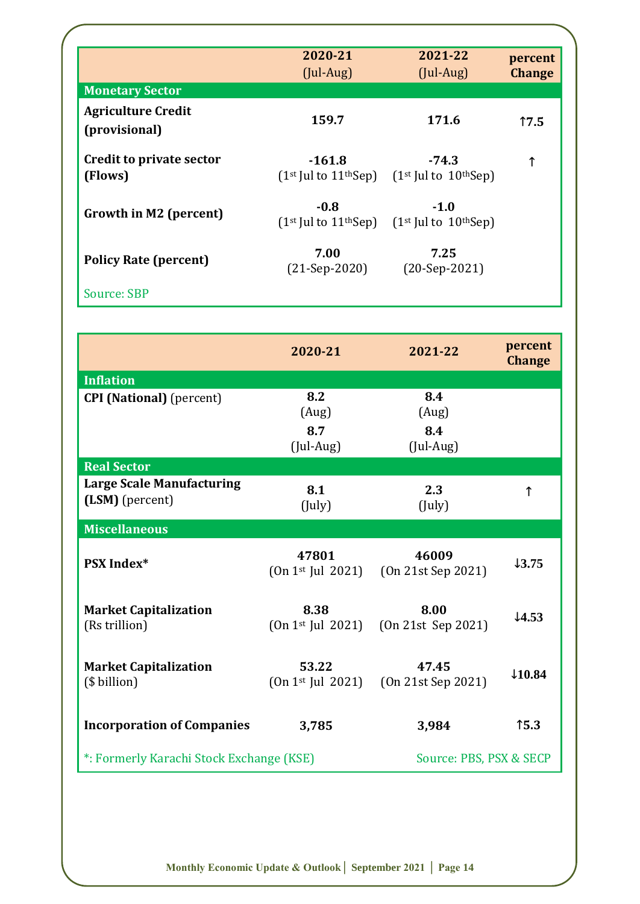| | 2020-21 (Jul-Aug) | 2021-22 (Jul-Aug) | percent Change |
|---|---|---|---|
| **Monetary Sector** | | | |
| **Agriculture Credit (provisional)** | **159.7** | **171.6** | **↑7.5** |
| **Credit to private sector (Flows)** | **-161.8** (1st Jul to 11thSep) | **-74.3** (1st Jul to 10thSep) | ↑ |
| **Growth in M2 (percent)** | **-0.8** (1st Jul to 11thSep) | **-1.0** (1st Jul to 10thSep) | |
| **Policy Rate (percent)** | **7.00** (21-Sep-2020) | **7.25** (20-Sep-2021) | |

Source: SBP

| | 2020-21 | 2021-22 | percent Change |
|---|---|---|---|
| **Inflation** | | | |
| **CPI (National)** (percent) | **8.2** (Aug) | **8.4** (Aug) | |
| | **8.7** (Jul-Aug) | **8.4** (Jul-Aug) | |
| **Real Sector** | | | |
| **Large Scale Manufacturing (LSM)** (percent) | **8.1** (July) | **2.3** (July) | ↑ |
| **Miscellaneous** | | | |
| **PSX Index*** | **47801** (On 1st Jul 2021) | **46009** (On 21st Sep 2021) | **↓3.75** |
| **Market Capitalization** (Rs trillion) | **8.38** (On 1st Jul 2021) | **8.00** (On 21st Sep 2021) | **↓4.53** |
| **Market Capitalization** ($ billion) | **53.22** (On 1st Jul 2021) | **47.45** (On 21st Sep 2021) | **↓10.84** |
| **Incorporation of Companies** | **3,785** | **3,984** | **↑5.3** |

*: Formerly Karachi Stock Exchange (KSE)

Source: PBS, PSX & SECP